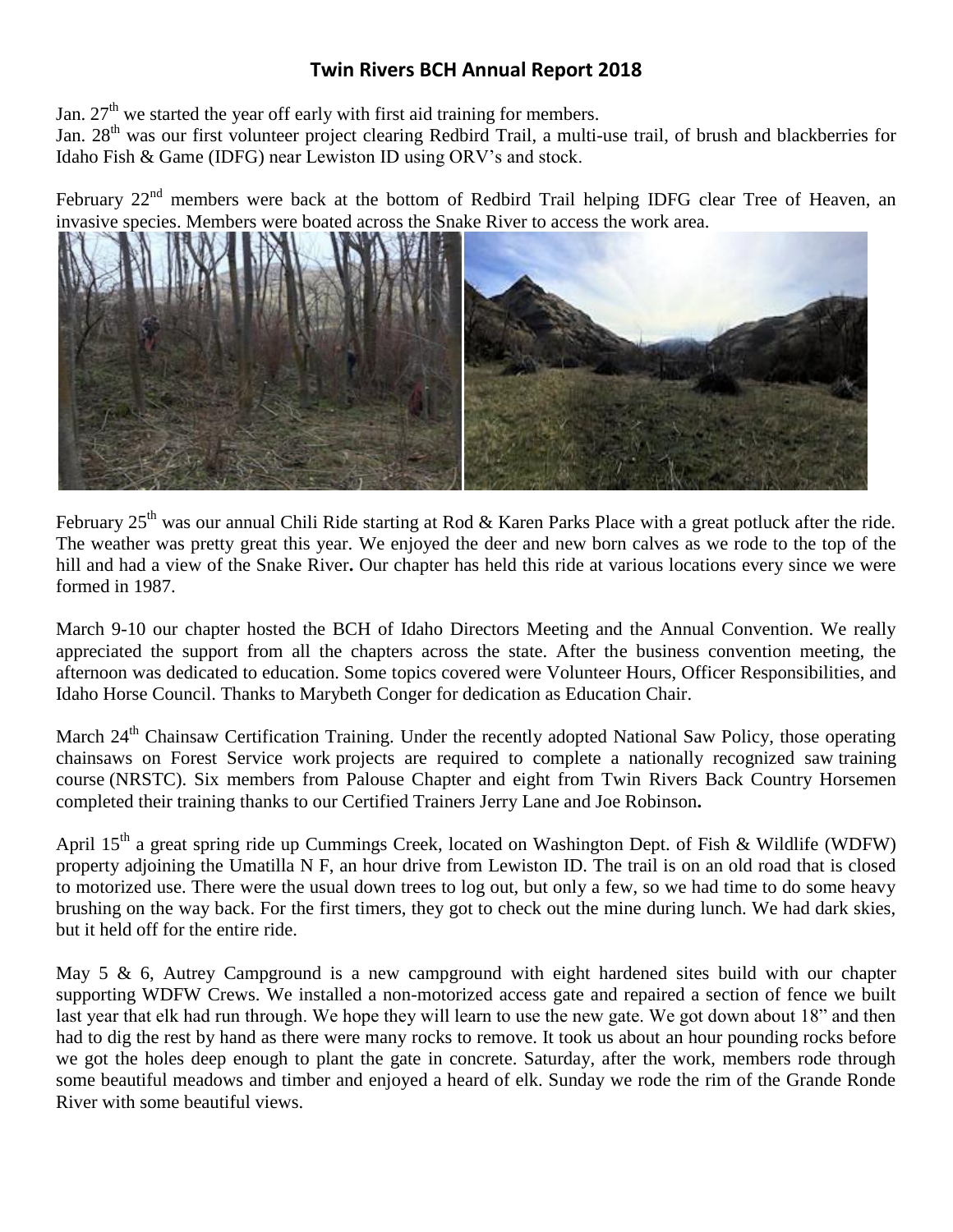# Twin Rivers BCH Annual Report 2018

Jan. 27th we started the year off early with first aid training for members.
Jan. 28th was our first volunteer project clearing Redbird Trail, a multi-use trail, of brush and blackberries for Idaho Fish & Game (IDFG) near Lewiston ID using ORV's and stock.

February 22nd members were back at the bottom of Redbird Trail helping IDFG clear Tree of Heaven, an invasive species. Members were boated across the Snake River to access the work area.

February 25th was our annual Chili Ride starting at Rod & Karen Parks Place with a great potluck after the ride. The weather was pretty great this year. We enjoyed the deer and new born calves as we rode to the top of the hill and had a view of the Snake River**.** Our chapter has held this ride at various locations every since we were formed in 1987.

March 9-10 our chapter hosted the BCH of Idaho Directors Meeting and the Annual Convention. We really appreciated the support from all the chapters across the state. After the business convention meeting, the afternoon was dedicated to education. Some topics covered were Volunteer Hours, Officer Responsibilities, and Idaho Horse Council. Thanks to Marybeth Conger for dedication as Education Chair.

March 24th Chainsaw Certification Training. Under the recently adopted National Saw Policy, those operating chainsaws on Forest Service work projects are required to complete a nationally recognized saw training course (NRSTC). Six members from Palouse Chapter and eight from Twin Rivers Back Country Horsemen completed their training thanks to our Certified Trainers Jerry Lane and Joe Robinson**.**

April 15th a great spring ride up Cummings Creek, located on Washington Dept. of Fish & Wildlife (WDFW) property adjoining the Umatilla N F, an hour drive from Lewiston ID. The trail is on an old road that is closed to motorized use. There were the usual down trees to log out, but only a few, so we had time to do some heavy brushing on the way back. For the first timers, they got to check out the mine during lunch. We had dark skies, but it held off for the entire ride.

May 5 & 6, Autrey Campground is a new campground with eight hardened sites build with our chapter supporting WDFW Crews. We installed a non-motorized access gate and repaired a section of fence we built last year that elk had run through. We hope they will learn to use the new gate. We got down about 18" and then had to dig the rest by hand as there were many rocks to remove. It took us about an hour pounding rocks before we got the holes deep enough to plant the gate in concrete. Saturday, after the work, members rode through some beautiful meadows and timber and enjoyed a heard of elk. Sunday we rode the rim of the Grande Ronde River with some beautiful views.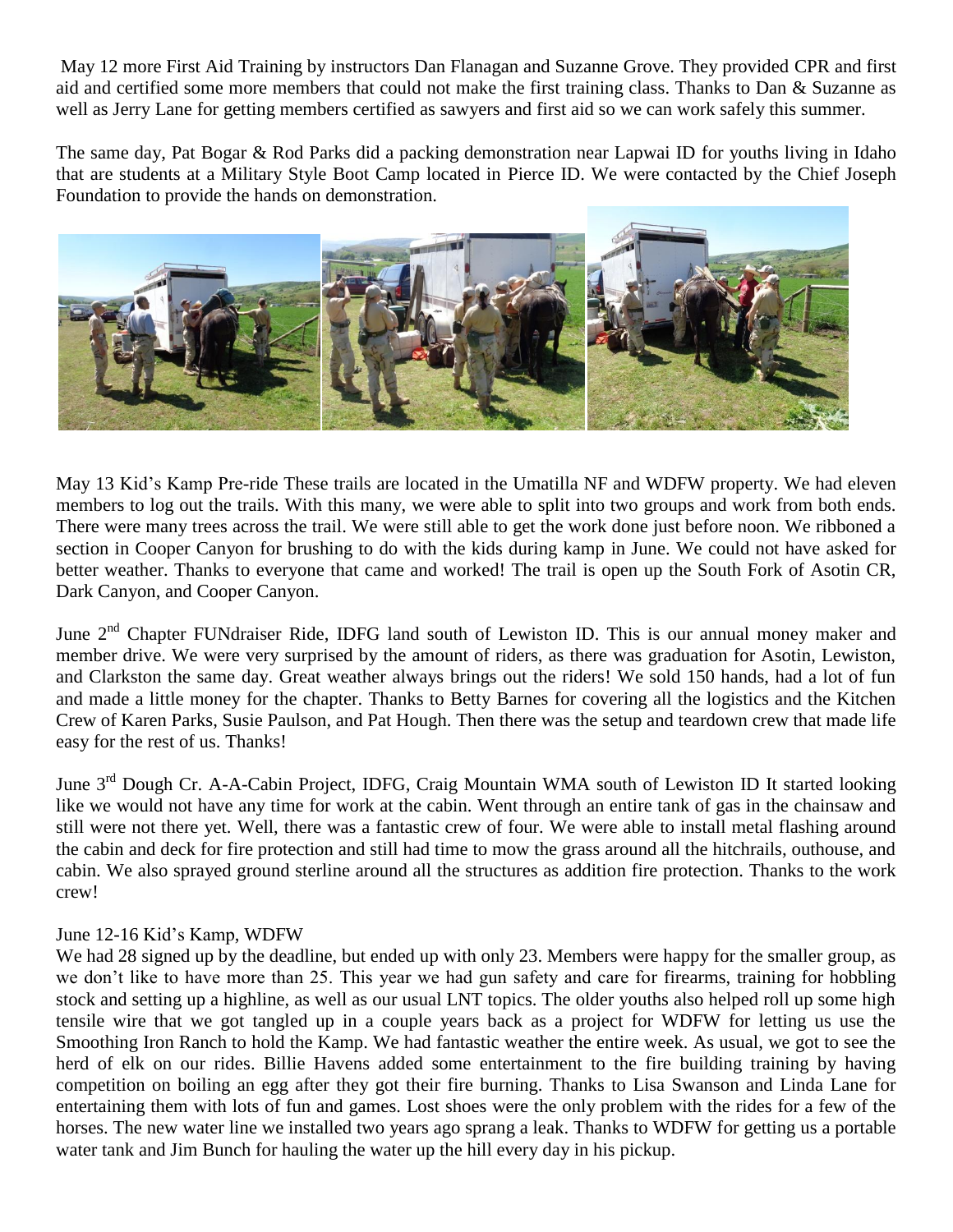May 12 more First Aid Training by instructors Dan Flanagan and Suzanne Grove. They provided CPR and first aid and certified some more members that could not make the first training class. Thanks to Dan & Suzanne as well as Jerry Lane for getting members certified as sawyers and first aid so we can work safely this summer.

The same day, Pat Bogar & Rod Parks did a packing demonstration near Lapwai ID for youths living in Idaho that are students at a Military Style Boot Camp located in Pierce ID. We were contacted by the Chief Joseph Foundation to provide the hands on demonstration.

May 13 Kid's Kamp Pre-ride These trails are located in the Umatilla NF and WDFW property. We had eleven members to log out the trails. With this many, we were able to split into two groups and work from both ends. There were many trees across the trail. We were still able to get the work done just before noon. We ribboned a section in Cooper Canyon for brushing to do with the kids during kamp in June. We could not have asked for better weather. Thanks to everyone that came and worked! The trail is open up the South Fork of Asotin CR, Dark Canyon, and Cooper Canyon.

June 2nd Chapter FUNdraiser Ride, IDFG land south of Lewiston ID. This is our annual money maker and member drive. We were very surprised by the amount of riders, as there was graduation for Asotin, Lewiston, and Clarkston the same day. Great weather always brings out the riders! We sold 150 hands, had a lot of fun and made a little money for the chapter. Thanks to Betty Barnes for covering all the logistics and the Kitchen Crew of Karen Parks, Susie Paulson, and Pat Hough. Then there was the setup and teardown crew that made life easy for the rest of us. Thanks!

June 3rd Dough Cr. A-A-Cabin Project, IDFG, Craig Mountain WMA south of Lewiston ID It started looking like we would not have any time for work at the cabin. Went through an entire tank of gas in the chainsaw and still were not there yet. Well, there was a fantastic crew of four. We were able to install metal flashing around the cabin and deck for fire protection and still had time to mow the grass around all the hitchrails, outhouse, and cabin. We also sprayed ground sterline around all the structures as addition fire protection. Thanks to the work crew!

June 12-16 Kid's Kamp, WDFW

We had 28 signed up by the deadline, but ended up with only 23. Members were happy for the smaller group, as we don't like to have more than 25. This year we had gun safety and care for firearms, training for hobbling stock and setting up a highline, as well as our usual LNT topics. The older youths also helped roll up some high tensile wire that we got tangled up in a couple years back as a project for WDFW for letting us use the Smoothing Iron Ranch to hold the Kamp. We had fantastic weather the entire week. As usual, we got to see the herd of elk on our rides. Billie Havens added some entertainment to the fire building training by having competition on boiling an egg after they got their fire burning. Thanks to Lisa Swanson and Linda Lane for entertaining them with lots of fun and games. Lost shoes were the only problem with the rides for a few of the horses. The new water line we installed two years ago sprang a leak. Thanks to WDFW for getting us a portable water tank and Jim Bunch for hauling the water up the hill every day in his pickup.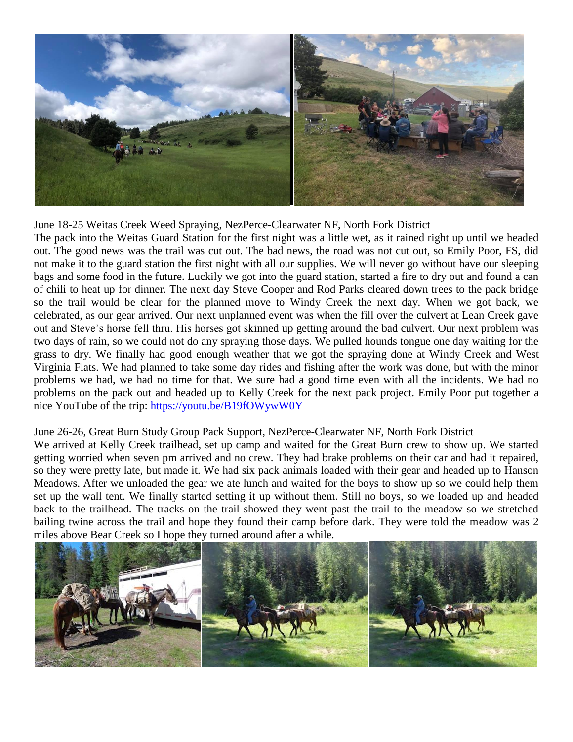June 18-25 Weitas Creek Weed Spraying, NezPerce-Clearwater NF, North Fork District

The pack into the Weitas Guard Station for the first night was a little wet, as it rained right up until we headed out. The good news was the trail was cut out. The bad news, the road was not cut out, so Emily Poor, FS, did not make it to the guard station the first night with all our supplies. We will never go without have our sleeping bags and some food in the future. Luckily we got into the guard station, started a fire to dry out and found a can of chili to heat up for dinner. The next day Steve Cooper and Rod Parks cleared down trees to the pack bridge so the trail would be clear for the planned move to Windy Creek the next day. When we got back, we celebrated, as our gear arrived. Our next unplanned event was when the fill over the culvert at Lean Creek gave out and Steve's horse fell thru. His horses got skinned up getting around the bad culvert. Our next problem was two days of rain, so we could not do any spraying those days. We pulled hounds tongue one day waiting for the grass to dry. We finally had good enough weather that we got the spraying done at Windy Creek and West Virginia Flats. We had planned to take some day rides and fishing after the work was done, but with the minor problems we had, we had no time for that. We sure had a good time even with all the incidents. We had no problems on the pack out and headed up to Kelly Creek for the next pack project. Emily Poor put together a nice YouTube of the trip: https://youtu.be/B19fOWywW0Y

June 26-26, Great Burn Study Group Pack Support, NezPerce-Clearwater NF, North Fork District

We arrived at Kelly Creek trailhead, set up camp and waited for the Great Burn crew to show up. We started getting worried when seven pm arrived and no crew. They had brake problems on their car and had it repaired, so they were pretty late, but made it. We had six pack animals loaded with their gear and headed up to Hanson Meadows. After we unloaded the gear we ate lunch and waited for the boys to show up so we could help them set up the wall tent. We finally started setting it up without them. Still no boys, so we loaded up and headed back to the trailhead. The tracks on the trail showed they went past the trail to the meadow so we stretched bailing twine across the trail and hope they found their camp before dark. They were told the meadow was 2 miles above Bear Creek so I hope they turned around after a while.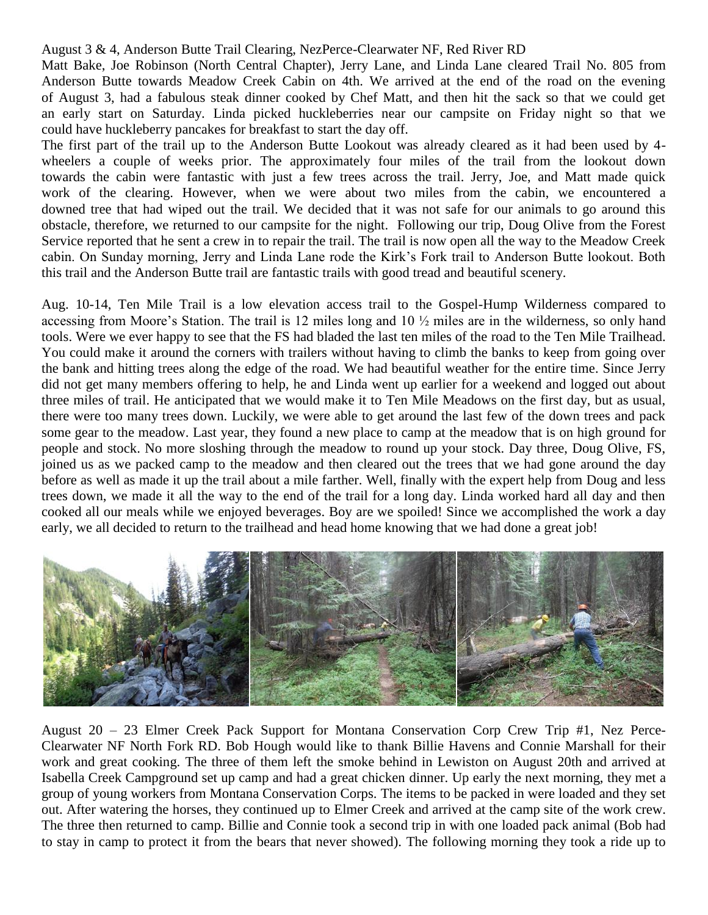August 3 & 4, Anderson Butte Trail Clearing, NezPerce-Clearwater NF, Red River RD

Matt Bake, Joe Robinson (North Central Chapter), Jerry Lane, and Linda Lane cleared Trail No. 805 from Anderson Butte towards Meadow Creek Cabin on 4th. We arrived at the end of the road on the evening of August 3, had a fabulous steak dinner cooked by Chef Matt, and then hit the sack so that we could get an early start on Saturday. Linda picked huckleberries near our campsite on Friday night so that we could have huckleberry pancakes for breakfast to start the day off.

The first part of the trail up to the Anderson Butte Lookout was already cleared as it had been used by 4-wheelers a couple of weeks prior. The approximately four miles of the trail from the lookout down towards the cabin were fantastic with just a few trees across the trail. Jerry, Joe, and Matt made quick work of the clearing. However, when we were about two miles from the cabin, we encountered a downed tree that had wiped out the trail. We decided that it was not safe for our animals to go around this obstacle, therefore, we returned to our campsite for the night. Following our trip, Doug Olive from the Forest Service reported that he sent a crew in to repair the trail. The trail is now open all the way to the Meadow Creek cabin. On Sunday morning, Jerry and Linda Lane rode the Kirk's Fork trail to Anderson Butte lookout. Both this trail and the Anderson Butte trail are fantastic trails with good tread and beautiful scenery.

Aug. 10-14, Ten Mile Trail is a low elevation access trail to the Gospel-Hump Wilderness compared to accessing from Moore's Station. The trail is 12 miles long and 10 ½ miles are in the wilderness, so only hand tools. Were we ever happy to see that the FS had bladed the last ten miles of the road to the Ten Mile Trailhead. You could make it around the corners with trailers without having to climb the banks to keep from going over the bank and hitting trees along the edge of the road. We had beautiful weather for the entire time. Since Jerry did not get many members offering to help, he and Linda went up earlier for a weekend and logged out about three miles of trail. He anticipated that we would make it to Ten Mile Meadows on the first day, but as usual, there were too many trees down. Luckily, we were able to get around the last few of the down trees and pack some gear to the meadow. Last year, they found a new place to camp at the meadow that is on high ground for people and stock. No more sloshing through the meadow to round up your stock. Day three, Doug Olive, FS, joined us as we packed camp to the meadow and then cleared out the trees that we had gone around the day before as well as made it up the trail about a mile farther. Well, finally with the expert help from Doug and less trees down, we made it all the way to the end of the trail for a long day. Linda worked hard all day and then cooked all our meals while we enjoyed beverages. Boy are we spoiled! Since we accomplished the work a day early, we all decided to return to the trailhead and head home knowing that we had done a great job!

August 20 – 23 Elmer Creek Pack Support for Montana Conservation Corp Crew Trip #1, Nez Perce-Clearwater NF North Fork RD. Bob Hough would like to thank Billie Havens and Connie Marshall for their work and great cooking. The three of them left the smoke behind in Lewiston on August 20th and arrived at Isabella Creek Campground set up camp and had a great chicken dinner. Up early the next morning, they met a group of young workers from Montana Conservation Corps. The items to be packed in were loaded and they set out. After watering the horses, they continued up to Elmer Creek and arrived at the camp site of the work crew. The three then returned to camp. Billie and Connie took a second trip in with one loaded pack animal (Bob had to stay in camp to protect it from the bears that never showed). The following morning they took a ride up to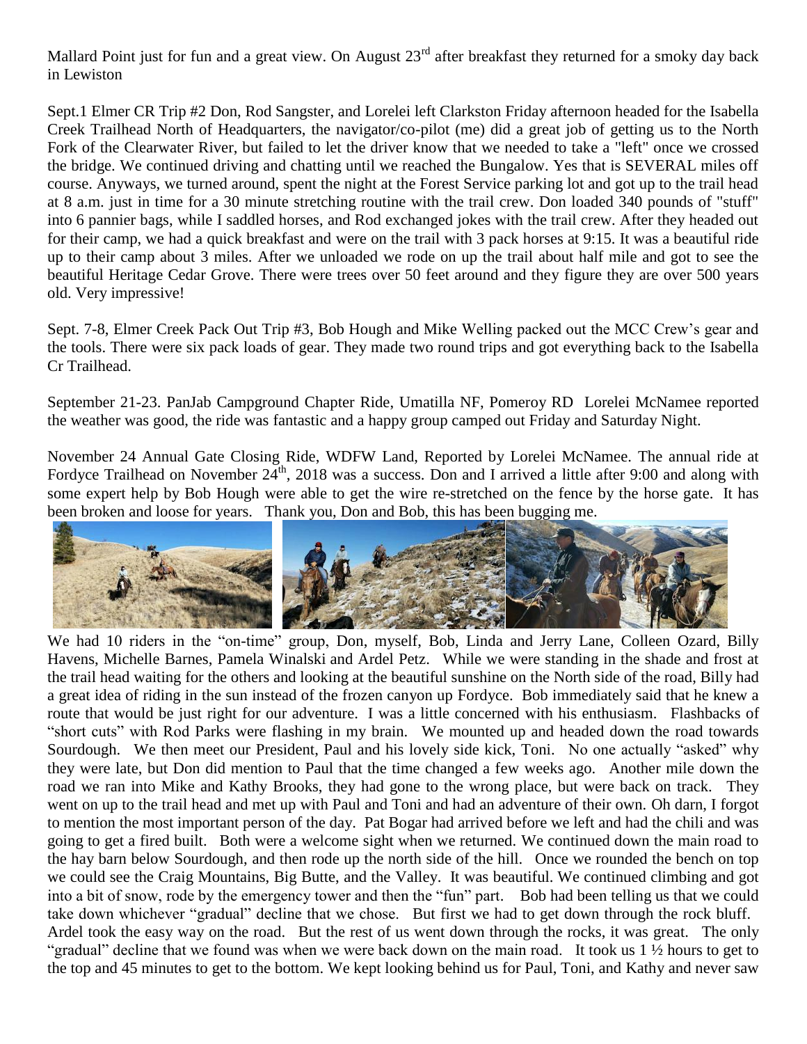Mallard Point just for fun and a great view. On August 23rd after breakfast they returned for a smoky day back in Lewiston

Sept.1 Elmer CR Trip #2 Don, Rod Sangster, and Lorelei left Clarkston Friday afternoon headed for the Isabella Creek Trailhead North of Headquarters, the navigator/co-pilot (me) did a great job of getting us to the North Fork of the Clearwater River, but failed to let the driver know that we needed to take a "left" once we crossed the bridge. We continued driving and chatting until we reached the Bungalow. Yes that is SEVERAL miles off course. Anyways, we turned around, spent the night at the Forest Service parking lot and got up to the trail head at 8 a.m. just in time for a 30 minute stretching routine with the trail crew. Don loaded 340 pounds of "stuff" into 6 pannier bags, while I saddled horses, and Rod exchanged jokes with the trail crew. After they headed out for their camp, we had a quick breakfast and were on the trail with 3 pack horses at 9:15. It was a beautiful ride up to their camp about 3 miles. After we unloaded we rode on up the trail about half mile and got to see the beautiful Heritage Cedar Grove. There were trees over 50 feet around and they figure they are over 500 years old. Very impressive!

Sept. 7-8, Elmer Creek Pack Out Trip #3, Bob Hough and Mike Welling packed out the MCC Crew's gear and the tools. There were six pack loads of gear. They made two round trips and got everything back to the Isabella Cr Trailhead.

September 21-23. PanJab Campground Chapter Ride, Umatilla NF, Pomeroy RD Lorelei McNamee reported the weather was good, the ride was fantastic and a happy group camped out Friday and Saturday Night.

November 24 Annual Gate Closing Ride, WDFW Land, Reported by Lorelei McNamee. The annual ride at Fordyce Trailhead on November 24th, 2018 was a success. Don and I arrived a little after 9:00 and along with some expert help by Bob Hough were able to get the wire re-stretched on the fence by the horse gate. It has been broken and loose for years. Thank you, Don and Bob, this has been bugging me.

We had 10 riders in the "on-time" group, Don, myself, Bob, Linda and Jerry Lane, Colleen Ozard, Billy Havens, Michelle Barnes, Pamela Winalski and Ardel Petz. While we were standing in the shade and frost at the trail head waiting for the others and looking at the beautiful sunshine on the North side of the road, Billy had a great idea of riding in the sun instead of the frozen canyon up Fordyce. Bob immediately said that he knew a route that would be just right for our adventure. I was a little concerned with his enthusiasm. Flashbacks of "short cuts" with Rod Parks were flashing in my brain. We mounted up and headed down the road towards Sourdough. We then meet our President, Paul and his lovely side kick, Toni. No one actually "asked" why they were late, but Don did mention to Paul that the time changed a few weeks ago. Another mile down the road we ran into Mike and Kathy Brooks, they had gone to the wrong place, but were back on track. They went on up to the trail head and met up with Paul and Toni and had an adventure of their own. Oh darn, I forgot to mention the most important person of the day. Pat Bogar had arrived before we left and had the chili and was going to get a fired built. Both were a welcome sight when we returned. We continued down the main road to the hay barn below Sourdough, and then rode up the north side of the hill. Once we rounded the bench on top we could see the Craig Mountains, Big Butte, and the Valley. It was beautiful. We continued climbing and got into a bit of snow, rode by the emergency tower and then the "fun" part. Bob had been telling us that we could take down whichever "gradual" decline that we chose. But first we had to get down through the rock bluff. Ardel took the easy way on the road. But the rest of us went down through the rocks, it was great. The only "gradual" decline that we found was when we were back down on the main road. It took us 1 ½ hours to get to the top and 45 minutes to get to the bottom. We kept looking behind us for Paul, Toni, and Kathy and never saw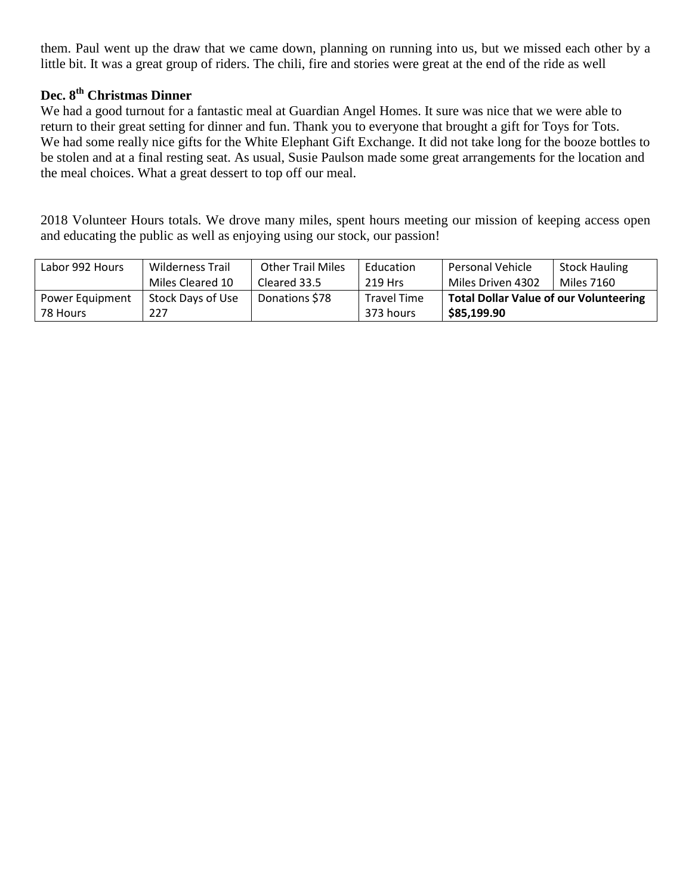them. Paul went up the draw that we came down, planning on running into us, but we missed each other by a little bit. It was a great group of riders. The chili, fire and stories were great at the end of the ride as well

**Dec. 8th Christmas Dinner**

We had a good turnout for a fantastic meal at Guardian Angel Homes. It sure was nice that we were able to return to their great setting for dinner and fun. Thank you to everyone that brought a gift for Toys for Tots. We had some really nice gifts for the White Elephant Gift Exchange. It did not take long for the booze bottles to be stolen and at a final resting seat. As usual, Susie Paulson made some great arrangements for the location and the meal choices. What a great dessert to top off our meal.

2018 Volunteer Hours totals. We drove many miles, spent hours meeting our mission of keeping access open and educating the public as well as enjoying using our stock, our passion!

| | | | | | |
|---|---|---|---|---|---|
| Labor 992 Hours | Wilderness Trail Miles Cleared 10 | Other Trail Miles Cleared 33.5 | Education 219 Hrs | Personal Vehicle Miles Driven 4302 | Stock Hauling Miles 7160 |
| Power Equipment 78 Hours | Stock Days of Use 227 | Donations $78 | Travel Time 373 hours | **Total Dollar Value of our Volunteering $85,199.90** | |